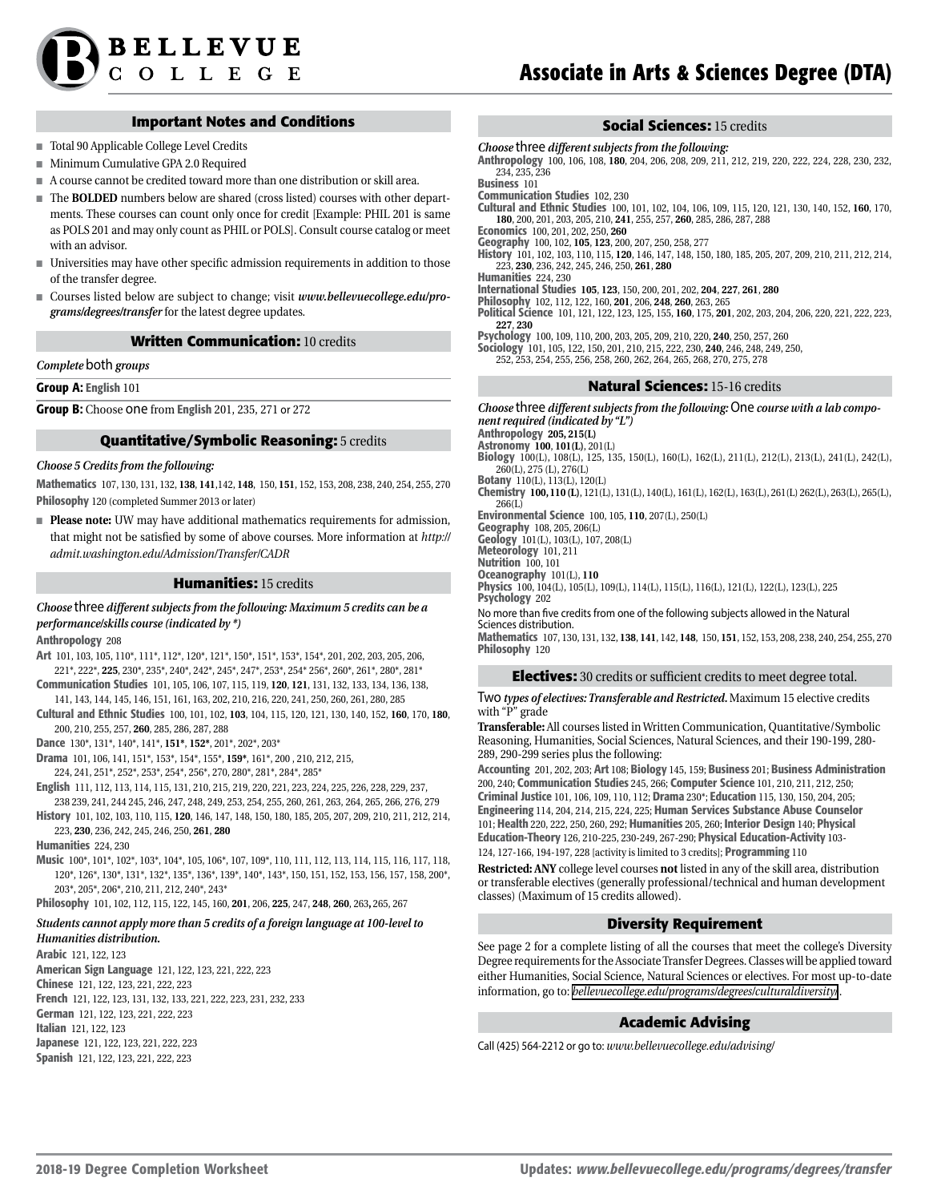# BELLEVUE COLLEGE

# Associate in Arts & Sciences Degree (DTA)

## Important Notes and Conditions

- Total 90 Applicable College Level Credits
- Minimum Cumulative GPA 2.0 Required
- A course cannot be credited toward more than one distribution or skill area.
- The **BOLDED** numbers below are shared (cross listed) courses with other departments. These courses can count only once for credit [Example: PHIL 201 is same as POLS 201 and may only count as PHIL or POLS]. Consult course catalog or meet with an advisor.
- Universities may have other specific admission requirements in addition to those of the transfer degree.
- Courses listed below are subject to change; visit ***www.bellevuecollege.edu/programs/degrees/transfer*** for the latest degree updates.

## Written Communication: 10 credits

*Complete* both *groups*

**Group A:** **English** 101

**Group B:** Choose one from **English** 201, 235, 271 or 272

## Quantitative/Symbolic Reasoning: 5 credits

***Choose 5 Credits from the following:***

**Mathematics** 107, 130, 131, 132, **138**, **141**,142, **148**, 150, **151**, 152, 153, 208, 238, 240, 254, 255, 270

**Philosophy** 120 (completed Summer 2013 or later)

- **Please note:** UW may have additional mathematics requirements for admission, that might not be satisfied by some of above courses. More information at *http://admit.washington.edu/Admission/Transfer/CADR*

## Humanities: 15 credits

***Choose*** three ***different subjects from the following: Maximum 5 credits can be a performance/skills course (indicated by \*)***

**Anthropology** 208

**Art** 101, 103, 105, 110*, 111*, 112*, 120*, 121*, 150*, 151*, 153*, 154*, 201, 202, 203, 205, 206, 221*, 222*, **225**, 230*, 235*, 240*, 242*, 245*, 247*, 253*, 254* 256*, 260*, 261*, 280*, 281*

**Communication Studies** 101, 105, 106, 107, 115, 119, **120**, **121**, 131, 132, 133, 134, 136, 138, 141, 143, 144, 145, 146, 151, 161, 163, 202, 210, 216, 220, 241, 250, 260, 261, 280, 285

**Cultural and Ethnic Studies** 100, 101, 102, **103**, 104, 115, 120, 121, 130, 140, 152, **160**, 170, **180**, 200, 210, 255, 257, **260**, 285, 286, 287, 288

**Dance** 130*, 131*, 140*, 141*, **151\***, **152\***, 201*, 202*, 203*

**Drama** 101, 106, 141, 151*, 153*, 154*, 155*, **159\***, 161*, 200 , 210, 212, 215, 224, 241, 251*, 252*, 253*, 254*, 256*, 270, 280*, 281*, 284*, 285*

**English** 111, 112, 113, 114, 115, 131, 210, 215, 219, 220, 221, 223, 224, 225, 226, 228, 229, 237, 238 239, 241, 244 245, 246, 247, 248, 249, 253, 254, 255, 260, 261, 263, 264, 265, 266, 276, 279

**History** 101, 102, 103, 110, 115, **120**, 146, 147, 148, 150, 180, 185, 205, 207, 209, 210, 211, 212, 214, 223, **230**, 236, 242, 245, 246, 250, **261**, **280**

**Humanities** 224, 230

**Music** 100*, 101*, 102*, 103*, 104*, 105, 106*, 107, 109*, 110, 111, 112, 113, 114, 115, 116, 117, 118, 120*, 126*, 130*, 131*, 132*, 135*, 136*, 139*, 140*, 143*, 150, 151, 152, 153, 156, 157, 158, 200*, 203*, 205*, 206*, 210, 211, 212, 240*, 243*

**Philosophy** 101, 102, 112, 115, 122, 145, 160, **201**, 206, **225**, 247, **248**, **260**, 263**,** 265, 267

***Students cannot apply more than 5 credits of a foreign language at 100-level to Humanities distribution.***

**Arabic** 121, 122, 123

**American Sign Language** 121, 122, 123, 221, 222, 223

**Chinese** 121, 122, 123, 221, 222, 223

**French** 121, 122, 123, 131, 132, 133, 221, 222, 223, 231, 232, 233

**German** 121, 122, 123, 221, 222, 223

**Italian** 121, 122, 123

**Japanese** 121, 122, 123, 221, 222, 223

**Spanish** 121, 122, 123, 221, 222, 223

## Social Sciences: 15 credits

***Choose*** three ***different subjects from the following:***

**Anthropology** 100, 106, 108, **180**, 204, 206, 208, 209, 211, 212, 219, 220, 222, 224, 228, 230, 232, 234, 235, 236

**Business** 101

**Communication Studies** 102, 230

**Cultural and Ethnic Studies** 100, 101, 102, 104, 106, 109, 115, 120, 121, 130, 140, 152, **160**, 170, **180**, 200, 201, 203, 205, 210, **241**, 255, 257, **260**, 285, 286, 287, 288

**Economics** 100, 201, 202, 250, **260**

**Geography** 100, 102, **105**, **123**, 200, 207, 250, 258, 277

**History** 101, 102, 103, 110, 115, **120**, 146, 147, 148, 150, 180, 185, 205, 207, 209, 210, 211, 212, 214, 223, **230**, 236, 242, 245, 246, 250, **261**, **280**

**Humanities** 224, 230

**International Studies** **105**, **123**, 150, 200, 201, 202, **204**, **227**, **261**, **280**

**Philosophy** 102, 112, 122, 160, **201**, 206, **248**, **260**, 263, 265

**Political Science** 101, 121, 122, 123, 125, 155, **160**, 175, **201**, 202, 203, 204, 206, 220, 221, 222, 223, **227**, **230**

**Psychology** 100, 109, 110, 200, 203, 205, 209, 210, 220, **240**, 250, 257, 260

**Sociology** 101, 105, 122, 150, 201, 210, 215, 222, 230, **240**, 246, 248, 249, 250, 252, 253, 254, 255, 256, 258, 260, 262, 264, 265, 268, 270, 275, 278

## Natural Sciences: 15-16 credits

***Choose*** three ***different subjects from the following:*** One ***course with a lab component required (indicated by "L")***

**Anthropology** **205, 215(L)**

**Astronomy** **100**, **101(L)**, 201(L)

**Biology** 100(L), 108(L), 125, 135, 150(L), 160(L), 162(L), 211(L), 212(L), 213(L), 241(L), 242(L), 260(L), 275 (L), 276(L)

**Botany** 110(L), 113(L), 120(L)

**Chemistry** **100,110 (L)**, 121(L), 131(L), 140(L), 161(L), 162(L), 163(L), 261(L) 262(L), 263(L), 265(L), 266(L)

**Environmental Science** 100, 105, **110**, 207(L), 250(L)

**Geography** 108, 205, 206(L)

**Geology** 101(L), 103(L), 107, 208(L)

**Meteorology** 101, 211

**Nutrition** 100, 101

**Oceanography** 101(L), **110**

**Physics** 100, 104(L), 105(L), 109(L), 114(L), 115(L), 116(L), 121(L), 122(L), 123(L), 225

**Psychology** 202

No more than five credits from one of the following subjects allowed in the Natural Sciences distribution.

**Mathematics** 107, 130, 131, 132, **138**, **141**, 142, **148**, 150, **151**, 152, 153, 208, 238, 240, 254, 255, 270

**Philosophy** 120

## Electives: 30 credits or sufficient credits to meet degree total.

Two ***types of electives: Transferable and Restricted.*** Maximum 15 elective credits with "P" grade

**Transferable:** All courses listed in Written Communication, Quantitative/Symbolic Reasoning, Humanities, Social Sciences, Natural Sciences, and their 190-199, 280-289, 290-299 series plus the following:

**Accounting** 201, 202, 203; **Art** 108; **Biology** 145, 159; **Business** 201; **Business Administration** 200, 240; **Communication Studies** 245, 266; **Computer Science** 101, 210, 211, 212, 250; **Criminal Justice** 101, 106, 109, 110, 112; **Drama** 230*; **Education** 115, 130, 150, 204, 205; **Engineering** 114, 204, 214, 215, 224, 225; **Human Services Substance Abuse Counselor** 101; **Health** 220, 222, 250, 260, 292; **Humanities** 205, 260; **Interior Design** 140; **Physical Education-Theory** 126, 210-225, 230-249, 267-290; **Physical Education-Activity** 103-124, 127-166, 194-197, 228 [activity is limited to 3 credits]; **Programming** 110

**Restricted: ANY** college level courses **not** listed in any of the skill area, distribution or transferable electives (generally professional/technical and human development classes) (Maximum of 15 credits allowed).

## Diversity Requirement

See page 2 for a complete listing of all the courses that meet the college's Diversity Degree requirements for the Associate Transfer Degrees. Classes will be applied toward either Humanities, Social Science, Natural Sciences or electives. For most up-to-date information, go to: *bellevuecollege.edu/programs/degrees/culturaldiversity*.

## Academic Advising

Call (425) 564-2212 or go to: *www.bellevuecollege.edu/advising/*

2018-19 Degree Completion Worksheet

Updates: *www.bellevuecollege.edu/programs/degrees/transfer*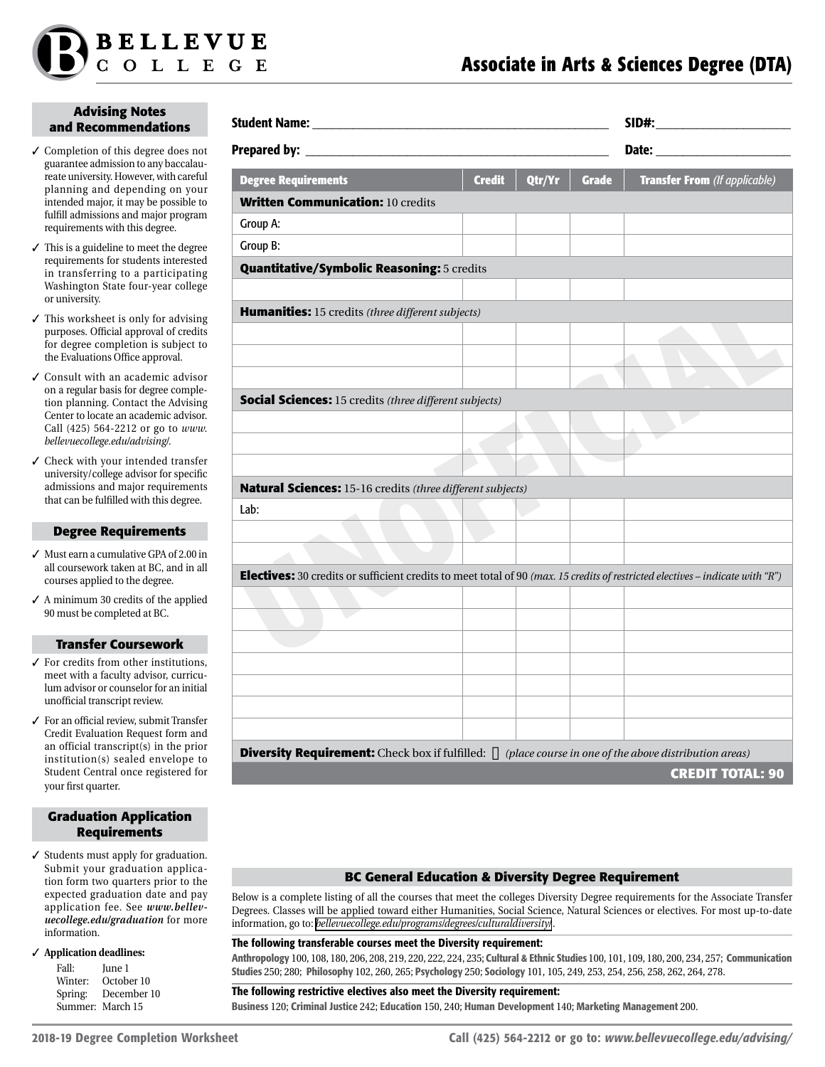# Associate in Arts & Sciences Degree (DTA)

BELLEVUE COLLEGE

## Advising Notes and Recommendations

- ✓ Completion of this degree does not guarantee admission to any baccalaureate university. However, with careful planning and depending on your intended major, it may be possible to fulfill admissions and major program requirements with this degree.
- ✓ This is a guideline to meet the degree requirements for students interested in transferring to a participating Washington State four-year college or university.
- ✓ This worksheet is only for advising purposes. Official approval of credits for degree completion is subject to the Evaluations Office approval.
- ✓ Consult with an academic advisor on a regular basis for degree completion planning. Contact the Advising Center to locate an academic advisor. Call (425) 564-2212 or go to *www.bellevuecollege.edu/advising/*.
- ✓ Check with your intended transfer university/college advisor for specific admissions and major requirements that can be fulfilled with this degree.

## Degree Requirements

- ✓ Must earn a cumulative GPA of 2.00 in all coursework taken at BC, and in all courses applied to the degree.
- ✓ A minimum 30 credits of the applied 90 must be completed at BC.

## Transfer Coursework

- ✓ For credits from other institutions, meet with a faculty advisor, curriculum advisor or counselor for an initial unofficial transcript review.
- ✓ For an official review, submit Transfer Credit Evaluation Request form and an official transcript(s) in the prior institution(s) sealed envelope to Student Central once registered for your first quarter.

## Graduation Application Requirements

- ✓ Students must apply for graduation. Submit your graduation application form two quarters prior to the expected graduation date and pay application fee. See ***www.bellevuecollege.edu/graduation*** for more information.
- ✓ **Application deadlines:**
  - Fall: June 1
  - Winter: October 10
  - Spring: December 10
  - Summer: March 15

**Student Name:** ______________________ **SID#:** ______________

**Prepared by:** ______________________ **Date:** ______________

| Degree Requirements | Credit | Qtr/Yr | Grade | Transfer From *(If applicable)* |
|---|---|---|---|---|
| **Written Communication:** 10 credits | | | | |
| Group A: | | | | |
| Group B: | | | | |
| **Quantitative/Symbolic Reasoning:** 5 credits | | | | |
| | | | | |
| **Humanities:** 15 credits *(three different subjects)* | | | | |
| | | | | |
| | | | | |
| | | | | |
| **Social Sciences:** 15 credits *(three different subjects)* | | | | |
| | | | | |
| | | | | |
| | | | | |
| **Natural Sciences:** 15-16 credits *(three different subjects)* | | | | |
| Lab: | | | | |
| | | | | |
| | | | | |
| **Electives:** 30 credits or sufficient credits to meet total of 90 *(max. 15 credits of restricted electives – indicate with "R")* | | | | |
| | | | | |
| | | | | |
| | | | | |
| | | | | |
| | | | | |
| | | | | |
| | | | | |
| **Diversity Requirement:** Check box if fulfilled: ☐ *(place course in one of the above distribution areas)* | | | | |
| | | | | **CREDIT TOTAL: 90** |

UNOFFICIAL

## BC General Education & Diversity Degree Requirement

Below is a complete listing of all the courses that meet the colleges Diversity Degree requirements for the Associate Transfer Degrees. Classes will be applied toward either Humanities, Social Science, Natural Sciences or electives. For most up-to-date information, go to: *bellevuecollege.edu/programs/degrees/culturaldiversity/*.

**The following transferable courses meet the Diversity requirement:**

**Anthropology** 100, 108, 180, 206, 208, 219, 220, 222, 224, 235; **Cultural & Ethnic Studies** 100, 101, 109, 180, 200, 234, 257; **Communication Studies** 250; 280; **Philosophy** 102, 260, 265; **Psychology** 250; **Sociology** 101, 105, 249, 253, 254, 256, 258, 262, 264, 278.

**The following restrictive electives also meet the Diversity requirement:**

**Business** 120; **Criminal Justice** 242; **Education** 150, 240; **Human Development** 140; **Marketing Management** 200.

2018-19 Degree Completion Worksheet

Call (425) 564-2212 or go to: *www.bellevuecollege.edu/advising/*